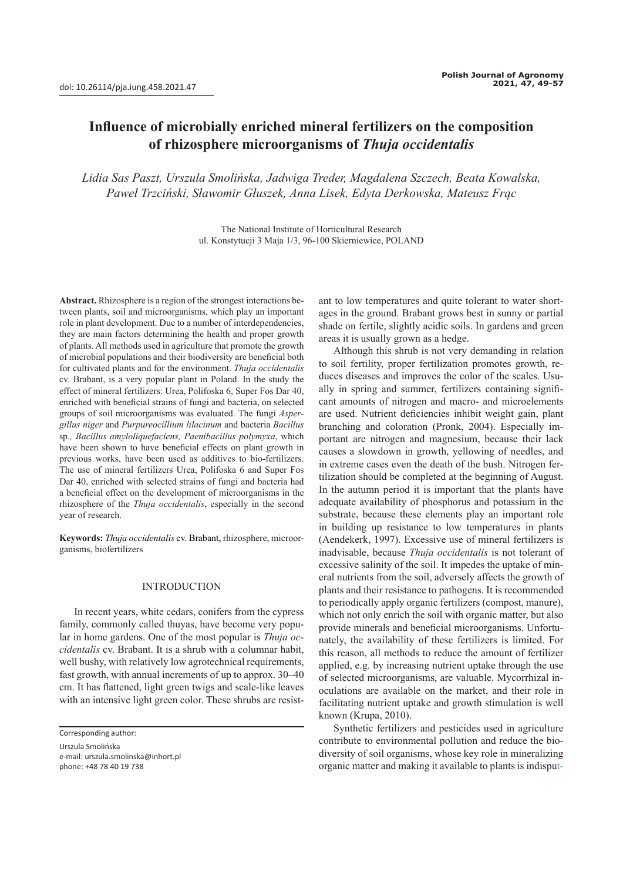doi: 10.26114/pja.iung.458.2021.47

# Influence of microbially enriched mineral fertilizers on the composition of rhizosphere microorganisms of *Thuja occidentalis*

*Lidia Sas Paszt, Urszula Smolińska, Jadwiga Treder, Magdalena Szczech, Beata Kowalska, Paweł Trzciński, Sławomir Głuszek, Anna Lisek, Edyta Derkowska, Mateusz Frąc*

The National Institute of Horticultural Research
ul. Konstytucji 3 Maja 1/3, 96-100 Skierniewice, POLAND

**Abstract.** Rhizosphere is a region of the strongest interactions between plants, soil and microorganisms, which play an important role in plant development. Due to a number of interdependencies, they are main factors determining the health and proper growth of plants. All methods used in agriculture that promote the growth of microbial populations and their biodiversity are beneficial both for cultivated plants and for the environment. *Thuja occidentalis* cv. Brabant, is a very popular plant in Poland. In the study the effect of mineral fertilizers: Urea, Polifoska 6, Super Fos Dar 40, enriched with beneficial strains of fungi and bacteria, on selected groups of soil microorganisms was evaluated. The fungi *Aspergillus niger* and *Purpureocillium lilacinum* and bacteria *Bacillus* sp., *Bacillus amyloliquefaciens, Paenibacillus polymyxa*, which have been shown to have beneficial effects on plant growth in previous works, have been used as additives to bio-fertilizers. The use of mineral fertilizers Urea, Polifoska 6 and Super Fos Dar 40, enriched with selected strains of fungi and bacteria had a beneficial effect on the development of microorganisms in the rhizosphere of the *Thuja occidentalis*, especially in the second year of research.

**Keywords:** *Thuja occidentalis* cv. Brabant, rhizosphere, microorganisms, biofertilizers

## INTRODUCTION

In recent years, white cedars, conifers from the cypress family, commonly called thuyas, have become very popular in home gardens. One of the most popular is *Thuja occidentalis* cv. Brabant. It is a shrub with a columnar habit, well bushy, with relatively low agrotechnical requirements, fast growth, with annual increments of up to approx. 30–40 cm. It has flattened, light green twigs and scale-like leaves with an intensive light green color. These shrubs are resistant to low temperatures and quite tolerant to water shortages in the ground. Brabant grows best in sunny or partial shade on fertile, slightly acidic soils. In gardens and green areas it is usually grown as a hedge.

Although this shrub is not very demanding in relation to soil fertility, proper fertilization promotes growth, reduces diseases and improves the color of the scales. Usually in spring and summer, fertilizers containing significant amounts of nitrogen and macro- and microelements are used. Nutrient deficiencies inhibit weight gain, plant branching and coloration (Pronk, 2004). Especially important are nitrogen and magnesium, because their lack causes a slowdown in growth, yellowing of needles, and in extreme cases even the death of the bush. Nitrogen fertilization should be completed at the beginning of August. In the autumn period it is important that the plants have adequate availability of phosphorus and potassium in the substrate, because these elements play an important role in building up resistance to low temperatures in plants (Aendekerk, 1997). Excessive use of mineral fertilizers is inadvisable, because *Thuja occidentalis* is not tolerant of excessive salinity of the soil. It impedes the uptake of mineral nutrients from the soil, adversely affects the growth of plants and their resistance to pathogens. It is recommended to periodically apply organic fertilizers (compost, manure), which not only enrich the soil with organic matter, but also provide minerals and beneficial microorganisms. Unfortunately, the availability of these fertilizers is limited. For this reason, all methods to reduce the amount of fertilizer applied, e.g. by increasing nutrient uptake through the use of selected microorganisms, are valuable. Mycorrhizal inoculations are available on the market, and their role in facilitating nutrient uptake and growth stimulation is well known (Krupa, 2010).

Synthetic fertilizers and pesticides used in agriculture contribute to environmental pollution and reduce the biodiversity of soil organisms, whose key role in mineralizing organic matter and making it available to plants is indisput-

Corresponding author:
Urszula Smolińska
e-mail: urszula.smolinska@inhort.pl
phone: +48 78 40 19 738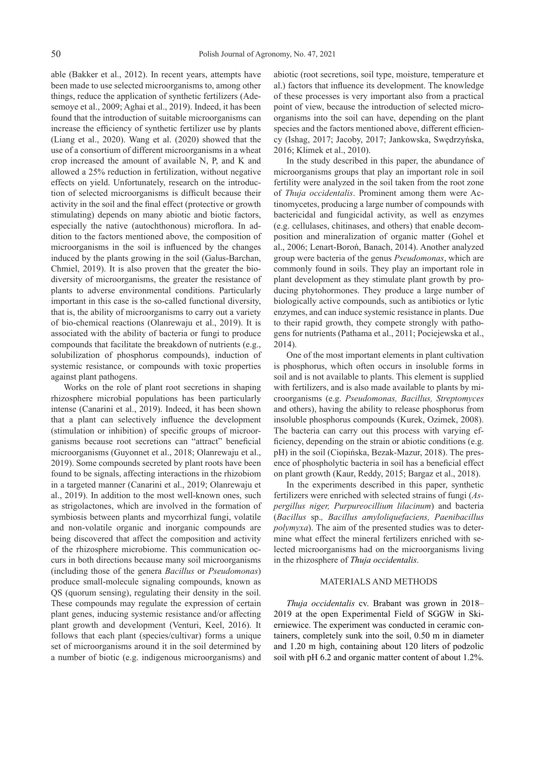able (Bakker et al., 2012). In recent years, attempts have been made to use selected microorganisms to, among other things, reduce the application of synthetic fertilizers (Adesemoye et al., 2009; Aghai et al., 2019). Indeed, it has been found that the introduction of suitable microorganisms can increase the efficiency of synthetic fertilizer use by plants (Liang et al., 2020). Wang et al. (2020) showed that the use of a consortium of different microorganisms in a wheat crop increased the amount of available N, P, and K and allowed a 25% reduction in fertilization, without negative effects on yield. Unfortunately, research on the introduction of selected microorganisms is difficult because their activity in the soil and the final effect (protective or growth stimulating) depends on many abiotic and biotic factors, especially the native (autochthonous) microflora. In addition to the factors mentioned above, the composition of microorganisms in the soil is influenced by the changes induced by the plants growing in the soil (Galus-Barchan, Chmiel, 2019). It is also proven that the greater the biodiversity of microorganisms, the greater the resistance of plants to adverse environmental conditions. Particularly important in this case is the so-called functional diversity, that is, the ability of microorganisms to carry out a variety of bio-chemical reactions (Olanrewaju et al., 2019). It is associated with the ability of bacteria or fungi to produce compounds that facilitate the breakdown of nutrients (e.g., solubilization of phosphorus compounds), induction of systemic resistance, or compounds with toxic properties against plant pathogens.

Works on the role of plant root secretions in shaping rhizosphere microbial populations has been particularly intense (Canarini et al., 2019). Indeed, it has been shown that a plant can selectively influence the development (stimulation or inhibition) of specific groups of microorganisms because root secretions can "attract" beneficial microorganisms (Guyonnet et al., 2018; Olanrewaju et al., 2019). Some compounds secreted by plant roots have been found to be signals, affecting interactions in the rhizobiom in a targeted manner (Canarini et al., 2019; Olanrewaju et al., 2019). In addition to the most well-known ones, such as strigolactones, which are involved in the formation of symbiosis between plants and mycorrhizal fungi, volatile and non-volatile organic and inorganic compounds are being discovered that affect the composition and activity of the rhizosphere microbiome. This communication occurs in both directions because many soil microorganisms (including those of the genera *Bacillus* or *Pseudomonas*) produce small-molecule signaling compounds, known as QS (quorum sensing), regulating their density in the soil. These compounds may regulate the expression of certain plant genes, inducing systemic resistance and/or affecting plant growth and development (Venturi, Keel, 2016). It follows that each plant (species/cultivar) forms a unique set of microorganisms around it in the soil determined by a number of biotic (e.g. indigenous microorganisms) and abiotic (root secretions, soil type, moisture, temperature et al.) factors that influence its development. The knowledge of these processes is very important also from a practical point of view, because the introduction of selected microorganisms into the soil can have, depending on the plant species and the factors mentioned above, different efficiency (Ishag, 2017; Jacoby, 2017; Jankowska, Swędrzyńska, 2016; Klimek et al., 2010).

In the study described in this paper, the abundance of microorganisms groups that play an important role in soil fertility were analyzed in the soil taken from the root zone of *Thuja occidentalis*. Prominent among them were Actinomycetes, producing a large number of compounds with bactericidal and fungicidal activity, as well as enzymes (e.g. cellulases, chitinases, and others) that enable decomposition and mineralization of organic matter (Gohel et al., 2006; Lenart-Boroń, Banach, 2014). Another analyzed group were bacteria of the genus *Pseudomonas*, which are commonly found in soils. They play an important role in plant development as they stimulate plant growth by producing phytohormones. They produce a large number of biologically active compounds, such as antibiotics or lytic enzymes, and can induce systemic resistance in plants. Due to their rapid growth, they compete strongly with pathogens for nutrients (Pathama et al., 2011; Pociejewska et al., 2014).

One of the most important elements in plant cultivation is phosphorus, which often occurs in insoluble forms in soil and is not available to plants. This element is supplied with fertilizers, and is also made available to plants by microorganisms (e.g. *Pseudomonas, Bacillus, Streptomyces* and others), having the ability to release phosphorus from insoluble phosphorus compounds (Kurek, Ozimek, 2008). The bacteria can carry out this process with varying efficiency, depending on the strain or abiotic conditions (e.g. pH) in the soil (Ciopińska, Bezak-Mazur, 2018). The presence of phospholytic bacteria in soil has a beneficial effect on plant growth (Kaur, Reddy, 2015; Bargaz et al., 2018).

In the experiments described in this paper, synthetic fertilizers were enriched with selected strains of fungi (*Aspergillus niger, Purpureocillium lilacinum*) and bacteria (*Bacillus* sp.*, Bacillus amyloliquefaciens, Paenibacillus polymyxa*). The aim of the presented studies was to determine what effect the mineral fertilizers enriched with selected microorganisms had on the microorganisms living in the rhizosphere of *Thuja occidentalis*.

## MATERIALS AND METHODS

*Thuja occidentalis* cv. Brabant was grown in 2018–2019 at the open Experimental Field of SGGW in Skierniewice. The experiment was conducted in ceramic containers, completely sunk into the soil, 0.50 m in diameter and 1.20 m high, containing about 120 liters of podzolic soil with pH 6.2 and organic matter content of about 1.2%.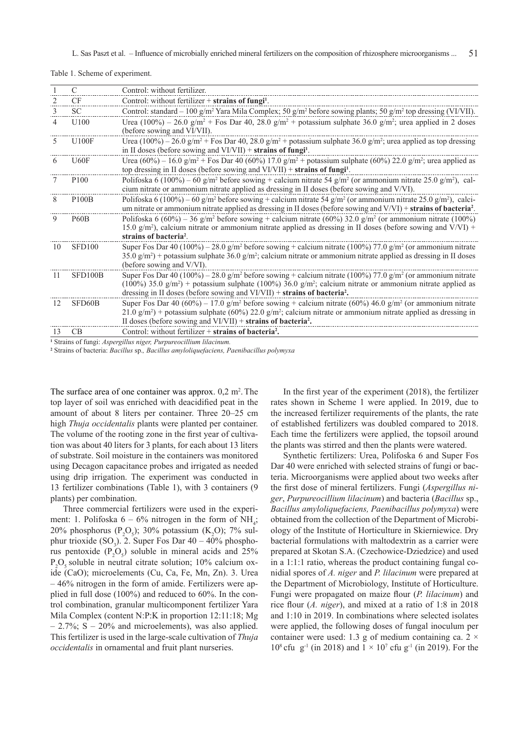Table 1. Scheme of experiment.

| | | |
|---|---|---|
| 1 | C | Control: without fertilizer. |
| 2 | CF | Control: without fertilizer + **strains of fungi**[1]. |
| 3 | SC | Control: standard – 100 g/m$^2$ Yara Mila Complex; 50 g/m$^2$ before sowing plants; 50 g/m$^2$ top dressing (VI/VII). |
| 4 | U100 | Urea (100%) – 26.0 g/m$^2$ + Fos Dar 40, 28.0 g/m$^2$ + potassium sulphate 36.0 g/m$^2$; urea applied in 2 doses (before sowing and VI/VII). |
| 5 | U100F | Urea (100%) – 26.0 g/m$^2$ + Fos Dar 40, 28.0 g/m$^2$ + potassium sulphate 36.0 g/m$^2$; urea applied as top dressing in II doses (before sowing and VI/VII) + **strains of fungi**[1]. |
| 6 | U60F | Urea (60%) – 16.0 g/m$^2$ + Fos Dar 40 (60%) 17.0 g/m$^2$ + potassium sulphate (60%) 22.0 g/m$^2$; urea applied as top dressing in II doses (before sowing and VI/VII) + **strains of fungi**[1]. |
| 7 | P100 | Polifoska 6 (100%) – 60 g/m$^2$ before sowing + calcium nitrate 54 g/m$^2$ (or ammonium nitrate 25.0 g/m$^2$), calcium nitrate or ammonium nitrate applied as dressing in II doses (before sowing and V/VI). |
| 8 | P100B | Polifoska 6 (100%) – 60 g/m$^2$ before sowing + calcium nitrate 54 g/m$^2$ (or ammonium nitrate 25.0 g/m$^2$), calcium nitrate or ammonium nitrate applied as dressing in II doses (before sowing and V/VI) + **strains of bacteria**[2]. |
| 9 | P60B | Polifoska 6 (60%) – 36 g/m$^2$ before sowing + calcium nitrate (60%) 32.0 g/m$^2$ (or ammonium nitrate (100%) 15.0 g/m$^2$), calcium nitrate or ammonium nitrate applied as dressing in II doses (before sowing and V/VI) + **strains of bacteria**[2]. |
| 10 | SFD100 | Super Fos Dar 40 (100%) – 28.0 g/m$^2$ before sowing + calcium nitrate (100%) 77.0 g/m$^2$ (or ammonium nitrate 35.0 g/m$^2$) + potassium sulphate 36.0 g/m$^2$; calcium nitrate or ammonium nitrate applied as dressing in II doses (before sowing and V/VI). |
| 11 | SFD100B | Super Fos Dar 40 (100%) – 28.0 g/m$^2$ before sowing + calcium nitrate (100%) 77.0 g/m$^2$ (or ammonium nitrate (100%) 35.0 g/m$^2$) + potassium sulphate (100%) 36.0 g/m$^2$; calcium nitrate or ammonium nitrate applied as dressing in II doses (before sowing and VI/VII) + **strains of bacteria**[2]. |
| 12 | SFD60B | Super Fos Dar 40 (60%) – 17.0 g/m$^2$ before sowing + calcium nitrate (60%) 46.0 g/m$^2$ (or ammonium nitrate 21.0 g/m$^2$) + potassium sulphate (60%) 22.0 g/m$^2$; calcium nitrate or ammonium nitrate applied as dressing in II doses (before sowing and VI/VII) + **strains of bacteria**[2]. |
| 13 | CB | Control: without fertilizer + **strains of bacteria**[2]. |

[1] Strains of fungi: *Aspergillus niger, Purpureocillium lilacinum.*

[2] Strains of bacteria: *Bacillus* sp.*, Bacillus amyloliquefaciens, Paenibacillus polymyxa*

The surface area of one container was approx. 0,2 m$^2$. The top layer of soil was enriched with deacidified peat in the amount of about 8 liters per container. Three 20–25 cm high *Thuja occidentalis* plants were planted per container. The volume of the rooting zone in the first year of cultivation was about 40 liters for 3 plants, for each about 13 liters of substrate. Soil moisture in the containers was monitored using Decagon capacitance probes and irrigated as needed using drip irrigation. The experiment was conducted in 13 fertilizer combinations (Table 1), with 3 containers (9 plants) per combination.

Three commercial fertilizers were used in the experiment: 1. Polifoska 6 – 6% nitrogen in the form of $NH_4$; 20% phosphorus ($P_2O_5$); 30% potassium ($K_2O$); 7% sulphur trioxide ($SO_3$). 2. Super Fos Dar 40 – 40% phosphorus pentoxide ($P_2O_5$) soluble in mineral acids and 25% $P_2O_5$ soluble in neutral citrate solution; 10% calcium oxide (CaO); microelements (Cu, Ca, Fe, Mn, Zn). 3. Urea – 46% nitrogen in the form of amide. Fertilizers were applied in full dose (100%) and reduced to 60%. In the control combination, granular multicomponent fertilizer Yara Mila Complex (content N:P:K in proportion 12:11:18; Mg – 2.7%; S – 20% and microelements), was also applied. This fertilizer is used in the large-scale cultivation of *Thuja occidentalis* in ornamental and fruit plant nurseries.

In the first year of the experiment (2018), the fertilizer rates shown in Scheme 1 were applied. In 2019, due to the increased fertilizer requirements of the plants, the rate of established fertilizers was doubled compared to 2018. Each time the fertilizers were applied, the topsoil around the plants was stirred and then the plants were watered.

Synthetic fertilizers: Urea, Polifoska 6 and Super Fos Dar 40 were enriched with selected strains of fungi or bacteria. Microorganisms were applied about two weeks after the first dose of mineral fertilizers. Fungi (*Aspergillus niger*, *Purpureocillium lilacinum*) and bacteria (*Bacillus* sp., *Bacillus amyloliquefaciens, Paenibacillus polymyxa*) were obtained from the collection of the Department of Microbiology of the Institute of Horticulture in Skierniewice. Dry bacterial formulations with maltodextrin as a carrier were prepared at Skotan S.A. (Czechowice-Dziedzice) and used in a 1:1:1 ratio, whereas the product containing fungal conidial spores of *A. niger* and *P. lilacinum* were prepared at the Department of Microbiology, Institute of Horticulture. Fungi were propagated on maize flour (*P. lilacinum*) and rice flour (*A. niger*), and mixed at a ratio of 1:8 in 2018 and 1:10 in 2019. In combinations where selected isolates were applied, the following doses of fungal inoculum per container were used: 1.3 g of medium containing ca. $2 \times 10^8$ cfu g$^{-1}$ (in 2018) and $1 \times 10^7$ cfu g$^{-1}$ (in 2019). For the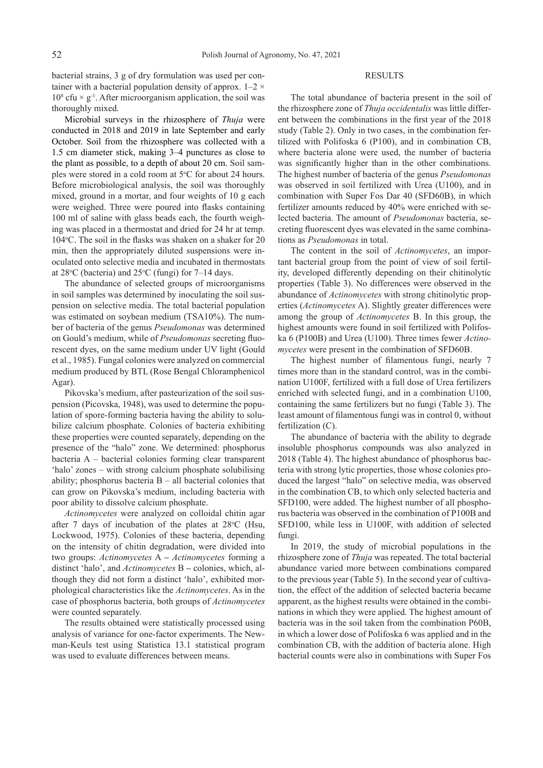bacterial strains, 3 g of dry formulation was used per container with a bacterial population density of approx. $1–2 \times 10^8$ cfu $\times$ g$^{-1}$. After microorganism application, the soil was thoroughly mixed.

Microbial surveys in the rhizosphere of *Thuja* were conducted in 2018 and 2019 in late September and early October. Soil from the rhizosphere was collected with a 1.5 cm diameter stick, making 3–4 punctures as close to the plant as possible, to a depth of about 20 cm. Soil samples were stored in a cold room at 5°C for about 24 hours. Before microbiological analysis, the soil was thoroughly mixed, ground in a mortar, and four weights of 10 g each were weighed. Three were poured into flasks containing 100 ml of saline with glass beads each, the fourth weighing was placed in a thermostat and dried for 24 hr at temp. 104°C. The soil in the flasks was shaken on a shaker for 20 min, then the appropriately diluted suspensions were inoculated onto selective media and incubated in thermostats at 28°C (bacteria) and 25°C (fungi) for 7–14 days.

The abundance of selected groups of microorganisms in soil samples was determined by inoculating the soil suspension on selective media. The total bacterial population was estimated on soybean medium (TSA10%). The number of bacteria of the genus *Pseudomonas* was determined on Gould's medium, while of *Pseudomonas* secreting fluorescent dyes, on the same medium under UV light (Gould et al., 1985). Fungal colonies were analyzed on commercial medium produced by BTL (Rose Bengal Chloramphenicol Agar).

Pikovska's medium, after pasteurization of the soil suspension (Picovska, 1948), was used to determine the population of spore-forming bacteria having the ability to solubilize calcium phosphate. Colonies of bacteria exhibiting these properties were counted separately, depending on the presence of the "halo" zone. We determined: phosphorus bacteria A – bacterial colonies forming clear transparent 'halo' zones – with strong calcium phosphate solubilising ability; phosphorus bacteria B – all bacterial colonies that can grow on Pikovska's medium, including bacteria with poor ability to dissolve calcium phosphate.

*Actinomycetes* were analyzed on colloidal chitin agar after 7 days of incubation of the plates at 28°C (Hsu, Lockwood, 1975). Colonies of these bacteria, depending on the intensity of chitin degradation, were divided into two groups: *Actinomycetes* A **–** *Actinomycetes* forming a distinct 'halo', and *Actinomycetes* B **–** colonies, which, although they did not form a distinct 'halo', exhibited morphological characteristics like the *Actinomycetes*. As in the case of phosphorus bacteria, both groups of *Actinomycetes* were counted separately.

The results obtained were statistically processed using analysis of variance for one-factor experiments. The Newman-Keuls test using Statistica 13.1 statistical program was used to evaluate differences between means.

## RESULTS

The total abundance of bacteria present in the soil of the rhizosphere zone of *Thuja occidentalis* was little different between the combinations in the first year of the 2018 study (Table 2). Only in two cases, in the combination fertilized with Polifoska 6 (P100), and in combination CB, where bacteria alone were used, the number of bacteria was significantly higher than in the other combinations. The highest number of bacteria of the genus *Pseudomonas* was observed in soil fertilized with Urea (U100), and in combination with Super Fos Dar 40 (SFD60B), in which fertilizer amounts reduced by 40% were enriched with selected bacteria. The amount of *Pseudomonas* bacteria, secreting fluorescent dyes was elevated in the same combinations as *Pseudomonas* in total.

The content in the soil of *Actinomycetes*, an important bacterial group from the point of view of soil fertility, developed differently depending on their chitinolytic properties (Table 3). No differences were observed in the abundance of *Actinomycetes* with strong chitinolytic properties (*Actinomycetes* A). Slightly greater differences were among the group of *Actinomycetes* B. In this group, the highest amounts were found in soil fertilized with Polifoska 6 (P100B) and Urea (U100). Three times fewer *Actinomycetes* were present in the combination of SFD60B.

The highest number of filamentous fungi, nearly 7 times more than in the standard control, was in the combination U100F, fertilized with a full dose of Urea fertilizers enriched with selected fungi, and in a combination U100, containing the same fertilizers but no fungi (Table 3). The least amount of filamentous fungi was in control 0, without fertilization (C).

The abundance of bacteria with the ability to degrade insoluble phosphorus compounds was also analyzed in 2018 (Table 4). The highest abundance of phosphorus bacteria with strong lytic properties, those whose colonies produced the largest "halo" on selective media, was observed in the combination CB, to which only selected bacteria and SFD100, were added. The highest number of all phosphorus bacteria was observed in the combination of P100B and SFD100, while less in U100F, with addition of selected fungi.

In 2019, the study of microbial populations in the rhizosphere zone of *Thuja* was repeated. The total bacterial abundance varied more between combinations compared to the previous year (Table 5). In the second year of cultivation, the effect of the addition of selected bacteria became apparent, as the highest results were obtained in the combinations in which they were applied. The highest amount of bacteria was in the soil taken from the combination P60B, in which a lower dose of Polifoska 6 was applied and in the combination CB, with the addition of bacteria alone. High bacterial counts were also in combinations with Super Fos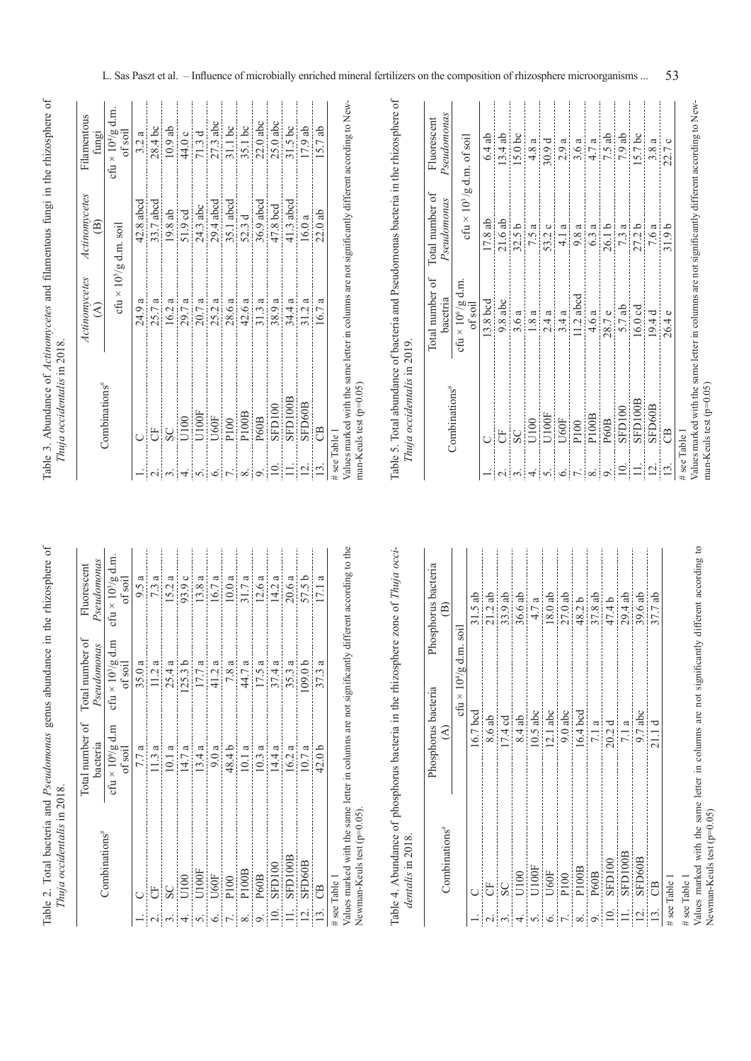Table 2. Total bacteria and *Pseudomonas* genus abundance in the rhizosphere of *Thuja occidentalis* in 2018.

| | Combinations# | Total number of bacteria | Total number of *Pseudomonas* | Fluorescent *Pseudomonas* |
|---|---|---|---|---|
| | | cfu × $10^6$/g d.m of soil | cfu × $10^3$/g d.m of soil | cfu × $10^3$/g d.m. of soil |
| 1. | C | 7.7 a | 35.0 a | 9.5 a |
| 2. | CF | 11.3 a | 11.2 a | 7.3 a |
| 3. | SC | 10.1 a | 25.4 a | 15.2 a |
| 4. | U100 | 14.7 a | 125.3 b | 93.9 c |
| 5. | U100F | 13.4 a | 17.7 a | 13.8 a |
| 6. | U60F | 9.0 a | 41.2 a | 16.7 a |
| 7. | P100 | 48.4 b | 7.8 a | 10.0 a |
| 8. | P100B | 10.1 a | 44.7 a | 31.7 a |
| 9. | P60B | 10.3 a | 17.5 a | 12.6 a |
| 10. | SFD100 | 14.4 a | 37.4 a | 14.2 a |
| 11. | SFD100B | 16.2 a | 35.3 a | 20.6 a |
| 12. | SFD60B | 10.7 a | 109.0 b | 57.5 b |
| 13. | CB | 42.0 b | 37.3 a | 17.1 a |

# see Table 1

Values marked with the same letter in columns are not significantly different according to the Newman-Keuls test (p=0.05).

Table 3. Abundance of *Actinomycetes* and filamentous fungi in the rhizosphere of *Thuja occidentalis* in 2018.

| | Combinations# | *Actinomycetes* (A) | *Actinomycetes* (B) | Filamentous fungi |
|---|---|---|---|---|
| | | cfu × $10^5$/g d.m. soil | | cfu × $10^4$/g d.m. of soil |
| 1. | C | 24.9 a | 42.8 abcd | 3.2 a |
| 2. | CF | 25.7 a | 33.7 abcd | 28.4 bc |
| 3. | SC | 16.2 a | 19.8 ab | 10.9 ab |
| 4. | U100 | 29.7 a | 51.9 cd | 44.0 c |
| 5. | U100F | 20.7 a | 24.3 abc | 71.3 d |
| 6. | U60F | 25.2 a | 29.4 abcd | 27.3 abc |
| 7. | P100 | 28.6 a | 35.1 abcd | 31.1 bc |
| 8. | P100B | 42.6 a | 52.3 d | 35.1 bc |
| 9. | P60B | 31.3 a | 36.9 abcd | 22.0 abc |
| 10. | SFD100 | 38.9 a | 47.8 bcd | 25.0 abc |
| 11. | SFD100B | 34.4 a | 41.3 abcd | 31.5 bc |
| 12. | SFD60B | 31.2 a | 16.0 a | 17.9 ab |
| 13. | CB | 16.7 a | 22.0 ab | 15.7 ab |

# see Table 1

Values marked with the same letter in columns are not significantly different according to Newman-Keuls test (p=0.05)

Table 4. Abundance of phosphorus bacteria in the rhizosphere zone of *Thuja occidentalis* in 2018.

| | Combinations# | Phosphorus bacteria (A) | Phosphorus bacteria (B) |
|---|---|---|---|
| | | cfu × $10^4$/g d.m. soil | |
| 1. | C | 16.7 bcd | 31.5 ab |
| 2. | CF | 8.6 ab | 21.2 ab |
| 3. | SC | 17.4 cd | 33.9 ab |
| 4. | U100 | 8.4 ab | 36.6 ab |
| 5. | U100F | 10.5 abc | 4.7 a |
| 6. | U60F | 12.1 abc | 18.0 ab |
| 7. | P100 | 9.0 abc | 27.0 ab |
| 8. | P100B | 16.4 bcd | 48.2 b |
| 9. | P60B | 7.1 a | 37.8 ab |
| 10. | SFD100 | 20.2 d | 47.4 b |
| 11. | SFD100B | 7.1 a | 29.4 ab |
| 12. | SFD60B | 9.7 abc | 39.6 ab |
| 13. | CB | 21.1 d | 37.7 ab |

# see Table 1

Values marked with the same letter in columns are not significantly different according to Newman-Keuls test (p=0.05)

Table 5. Total abundance of bacteria and Pseudomonas bacteria in the rhizosphere of *Thuja occidentalis* in 2019.

| | Combinations# | Total number of bacetria | Total number of *Pseudomonas* | Fluorescent *Pseudomonas* |
|---|---|---|---|---|
| | | cfu × $10^6$/g d.m. of soil | cfu × $10^3$/g d.m. of soil | |
| 1. | C | 13.8 bcd | 17.8 ab | 6.4 ab |
| 2. | CF | 9.8 abc | 21.6 ab | 13.4 ab |
| 3. | SC | 3.6 a | 32.5 b | 15.0 bc |
| 4. | U100 | 1.8 a | 7.5 a | 4.8 a |
| 5. | U100F | 2.4 a | 53.2 c | 30.9 d |
| 6. | U60F | 3.4 a | 4.1 a | 2.9 a |
| 7. | P100 | 11.2 abcd | 9.8 a | 3.6 a |
| 8. | P100B | 4.6 a | 6.3 a | 4.7 a |
| 9. | P60B | 28.7 e | 26.1 b | 7.5 ab |
| 10. | SFD100 | 5.7 ab | 7.3 a | 7.9 ab |
| 11. | SFD100B | 16.0 cd | 27.2 b | 15.7 bc |
| 12. | SFD60B | 19.4 d | 7.6 a | 3.8 a |
| 13. | CB | 26.4 e | 31.9 b | 22.7 c |

# see Table 1

Values marked with the same letter in columns are not significantly different according to Newman-Keuls test (p=0.05)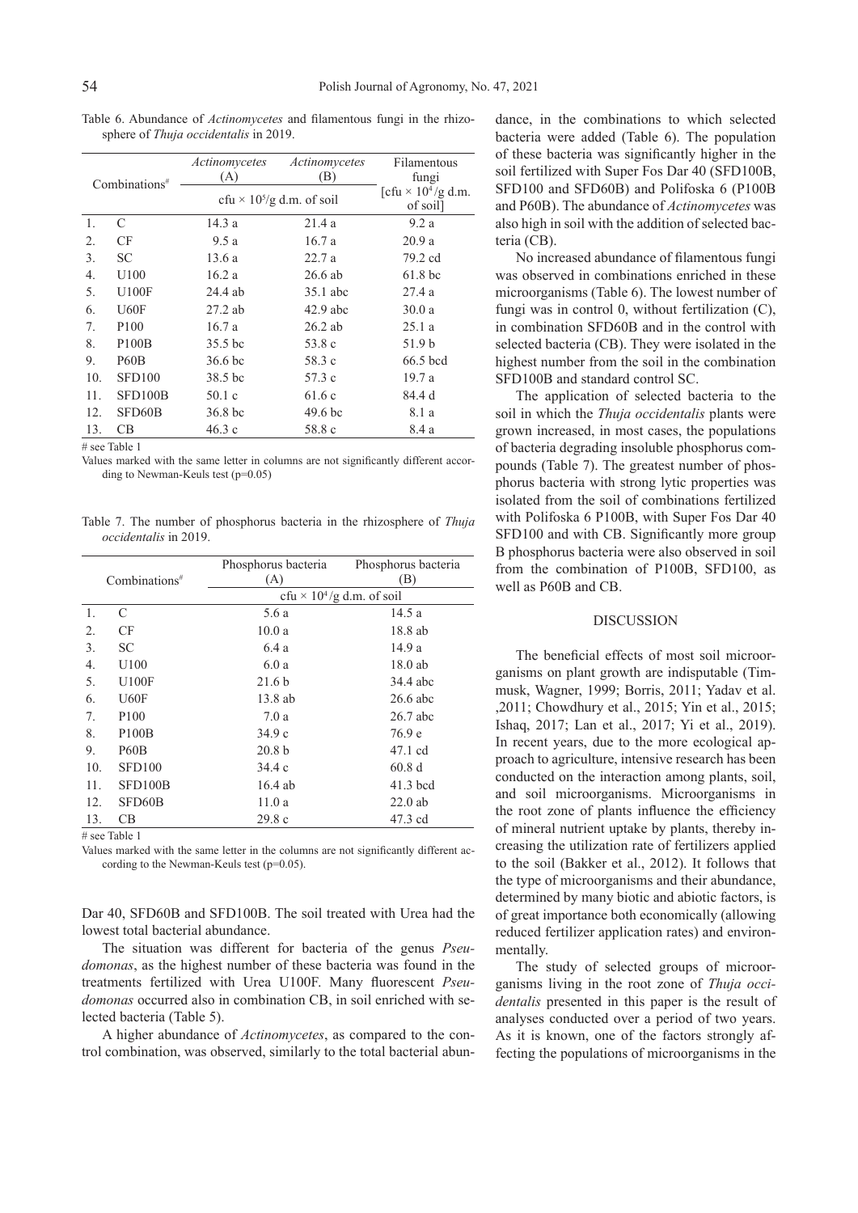Table 6. Abundance of *Actinomycetes* and filamentous fungi in the rhizosphere of *Thuja occidentalis* in 2019.

| Combinations# | | *Actinomycetes* (A) | *Actinomycetes* (B) | Filamentous fungi |
|---|---|---|---|---|
| | | cfu × $10^5$/g d.m. of soil | | [cfu × $10^4$/g d.m. of soil] |
| 1. | C | 14.3 a | 21.4 a | 9.2 a |
| 2. | CF | 9.5 a | 16.7 a | 20.9 a |
| 3. | SC | 13.6 a | 22.7 a | 79.2 cd |
| 4. | U100 | 16.2 a | 26.6 ab | 61.8 bc |
| 5. | U100F | 24.4 ab | 35.1 abc | 27.4 a |
| 6. | U60F | 27.2 ab | 42.9 abc | 30.0 a |
| 7. | P100 | 16.7 a | 26.2 ab | 25.1 a |
| 8. | P100B | 35.5 bc | 53.8 c | 51.9 b |
| 9. | P60B | 36.6 bc | 58.3 c | 66.5 bcd |
| 10. | SFD100 | 38.5 bc | 57.3 c | 19.7 a |
| 11. | SFD100B | 50.1 c | 61.6 c | 84.4 d |
| 12. | SFD60B | 36.8 bc | 49.6 bc | 8.1 a |
| 13. | CB | 46.3 c | 58.8 c | 8.4 a |

# see Table 1

Values marked with the same letter in columns are not significantly different according to Newman-Keuls test (p=0.05)

Table 7. The number of phosphorus bacteria in the rhizosphere of *Thuja occidentalis* in 2019.

| Combinations# | | Phosphorus bacteria (A) | Phosphorus bacteria (B) |
|---|---|---|---|
| | | cfu × $10^4$/g d.m. of soil | |
| 1. | C | 5.6 a | 14.5 a |
| 2. | CF | 10.0 a | 18.8 ab |
| 3. | SC | 6.4 a | 14.9 a |
| 4. | U100 | 6.0 a | 18.0 ab |
| 5. | U100F | 21.6 b | 34.4 abc |
| 6. | U60F | 13.8 ab | 26.6 abc |
| 7. | P100 | 7.0 a | 26.7 abc |
| 8. | P100B | 34.9 c | 76.9 e |
| 9. | P60B | 20.8 b | 47.1 cd |
| 10. | SFD100 | 34.4 c | 60.8 d |
| 11. | SFD100B | 16.4 ab | 41.3 bcd |
| 12. | SFD60B | 11.0 a | 22.0 ab |
| 13. | CB | 29.8 c | 47.3 cd |

# see Table 1

Values marked with the same letter in the columns are not significantly different according to the Newman-Keuls test (p=0.05).

Dar 40, SFD60B and SFD100B. The soil treated with Urea had the lowest total bacterial abundance.

The situation was different for bacteria of the genus *Pseudomonas*, as the highest number of these bacteria was found in the treatments fertilized with Urea U100F. Many fluorescent *Pseudomonas* occurred also in combination CB, in soil enriched with selected bacteria (Table 5).

A higher abundance of *Actinomycetes*, as compared to the control combination, was observed, similarly to the total bacterial abundance, in the combinations to which selected bacteria were added (Table 6). The population of these bacteria was significantly higher in the soil fertilized with Super Fos Dar 40 (SFD100B, SFD100 and SFD60B) and Polifoska 6 (P100B and P60B). The abundance of *Actinomycetes* was also high in soil with the addition of selected bacteria (CB).

No increased abundance of filamentous fungi was observed in combinations enriched in these microorganisms (Table 6). The lowest number of fungi was in control 0, without fertilization (C), in combination SFD60B and in the control with selected bacteria (CB). They were isolated in the highest number from the soil in the combination SFD100B and standard control SC.

The application of selected bacteria to the soil in which the *Thuja occidentalis* plants were grown increased, in most cases, the populations of bacteria degrading insoluble phosphorus compounds (Table 7). The greatest number of phosphorus bacteria with strong lytic properties was isolated from the soil of combinations fertilized with Polifoska 6 P100B, with Super Fos Dar 40 SFD100 and with CB. Significantly more group B phosphorus bacteria were also observed in soil from the combination of P100B, SFD100, as well as P60B and CB.

## DISCUSSION

The beneficial effects of most soil microorganisms on plant growth are indisputable (Timmusk, Wagner, 1999; Borris, 2011; Yadav et al. ,2011; Chowdhury et al., 2015; Yin et al., 2015; Ishaq, 2017; Lan et al., 2017; Yi et al., 2019). In recent years, due to the more ecological approach to agriculture, intensive research has been conducted on the interaction among plants, soil, and soil microorganisms. Microorganisms in the root zone of plants influence the efficiency of mineral nutrient uptake by plants, thereby increasing the utilization rate of fertilizers applied to the soil (Bakker et al., 2012). It follows that the type of microorganisms and their abundance, determined by many biotic and abiotic factors, is of great importance both economically (allowing reduced fertilizer application rates) and environmentally.

The study of selected groups of microorganisms living in the root zone of *Thuja occidentalis* presented in this paper is the result of analyses conducted over a period of two years. As it is known, one of the factors strongly affecting the populations of microorganisms in the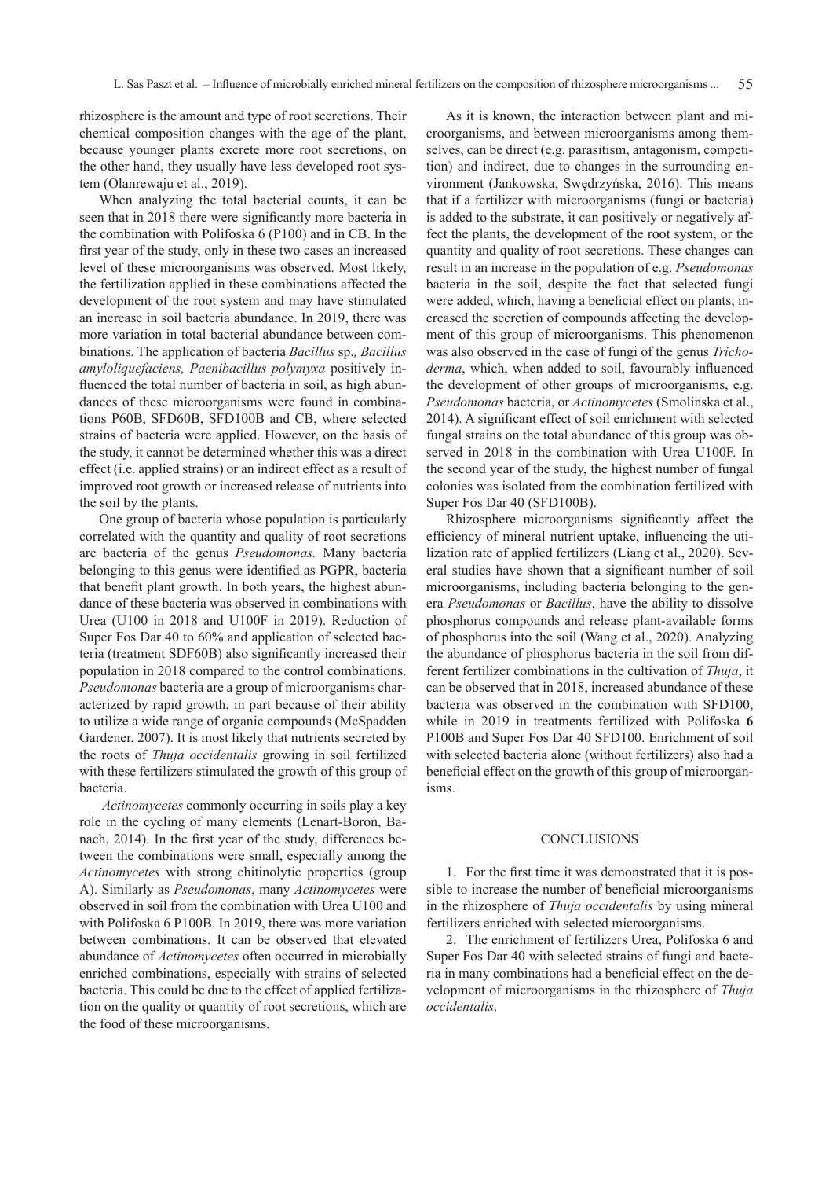rhizosphere is the amount and type of root secretions. Their chemical composition changes with the age of the plant, because younger plants excrete more root secretions, on the other hand, they usually have less developed root system (Olanrewaju et al., 2019).

When analyzing the total bacterial counts, it can be seen that in 2018 there were significantly more bacteria in the combination with Polifoska 6 (P100) and in CB. In the first year of the study, only in these two cases an increased level of these microorganisms was observed. Most likely, the fertilization applied in these combinations affected the development of the root system and may have stimulated an increase in soil bacteria abundance. In 2019, there was more variation in total bacterial abundance between combinations. The application of bacteria *Bacillus* sp.*, Bacillus amyloliquefaciens, Paenibacillus polymyxa* positively influenced the total number of bacteria in soil, as high abundances of these microorganisms were found in combinations P60B, SFD60B, SFD100B and CB, where selected strains of bacteria were applied. However, on the basis of the study, it cannot be determined whether this was a direct effect (i.e. applied strains) or an indirect effect as a result of improved root growth or increased release of nutrients into the soil by the plants.

One group of bacteria whose population is particularly correlated with the quantity and quality of root secretions are bacteria of the genus *Pseudomonas.* Many bacteria belonging to this genus were identified as PGPR, bacteria that benefit plant growth. In both years, the highest abundance of these bacteria was observed in combinations with Urea (U100 in 2018 and U100F in 2019). Reduction of Super Fos Dar 40 to 60% and application of selected bacteria (treatment SDF60B) also significantly increased their population in 2018 compared to the control combinations. *Pseudomonas* bacteria are a group of microorganisms characterized by rapid growth, in part because of their ability to utilize a wide range of organic compounds (McSpadden Gardener, 2007). It is most likely that nutrients secreted by the roots of *Thuja occidentalis* growing in soil fertilized with these fertilizers stimulated the growth of this group of bacteria.

*Actinomycetes* commonly occurring in soils play a key role in the cycling of many elements (Lenart-Boroń, Banach, 2014). In the first year of the study, differences between the combinations were small, especially among the *Actinomycetes* with strong chitinolytic properties (group A). Similarly as *Pseudomonas*, many *Actinomycetes* were observed in soil from the combination with Urea U100 and with Polifoska 6 P100B. In 2019, there was more variation between combinations. It can be observed that elevated abundance of *Actinomycetes* often occurred in microbially enriched combinations, especially with strains of selected bacteria. This could be due to the effect of applied fertilization on the quality or quantity of root secretions, which are the food of these microorganisms.

As it is known, the interaction between plant and microorganisms, and between microorganisms among themselves, can be direct (e.g. parasitism, antagonism, competition) and indirect, due to changes in the surrounding environment (Jankowska, Swędrzyńska, 2016). This means that if a fertilizer with microorganisms (fungi or bacteria) is added to the substrate, it can positively or negatively affect the plants, the development of the root system, or the quantity and quality of root secretions. These changes can result in an increase in the population of e.g. *Pseudomonas* bacteria in the soil, despite the fact that selected fungi were added, which, having a beneficial effect on plants, increased the secretion of compounds affecting the development of this group of microorganisms. This phenomenon was also observed in the case of fungi of the genus *Trichoderma*, which, when added to soil, favourably influenced the development of other groups of microorganisms, e.g. *Pseudomonas* bacteria, or *Actinomycetes* (Smolinska et al., 2014). A significant effect of soil enrichment with selected fungal strains on the total abundance of this group was observed in 2018 in the combination with Urea U100F. In the second year of the study, the highest number of fungal colonies was isolated from the combination fertilized with Super Fos Dar 40 (SFD100B).

Rhizosphere microorganisms significantly affect the efficiency of mineral nutrient uptake, influencing the utilization rate of applied fertilizers (Liang et al., 2020). Several studies have shown that a significant number of soil microorganisms, including bacteria belonging to the genera *Pseudomonas* or *Bacillus*, have the ability to dissolve phosphorus compounds and release plant-available forms of phosphorus into the soil (Wang et al., 2020). Analyzing the abundance of phosphorus bacteria in the soil from different fertilizer combinations in the cultivation of *Thuja*, it can be observed that in 2018, increased abundance of these bacteria was observed in the combination with SFD100, while in 2019 in treatments fertilized with Polifoska **6** P100B and Super Fos Dar 40 SFD100. Enrichment of soil with selected bacteria alone (without fertilizers) also had a beneficial effect on the growth of this group of microorganisms.

## CONCLUSIONS

1. For the first time it was demonstrated that it is possible to increase the number of beneficial microorganisms in the rhizosphere of *Thuja occidentalis* by using mineral fertilizers enriched with selected microorganisms.

2. The enrichment of fertilizers Urea, Polifoska 6 and Super Fos Dar 40 with selected strains of fungi and bacteria in many combinations had a beneficial effect on the development of microorganisms in the rhizosphere of *Thuja occidentalis*.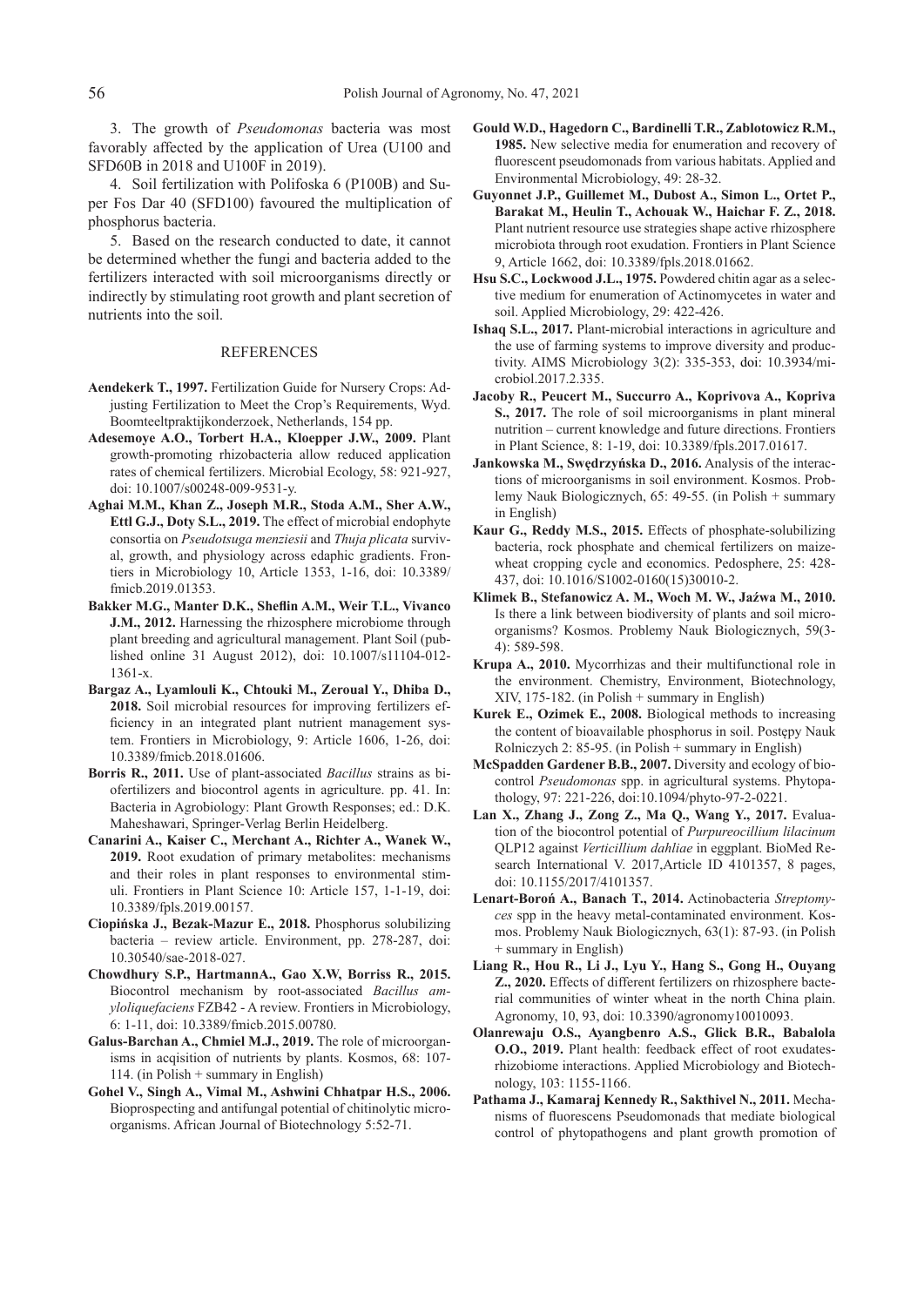3. The growth of *Pseudomonas* bacteria was most favorably affected by the application of Urea (U100 and SFD60B in 2018 and U100F in 2019).

4. Soil fertilization with Polifoska 6 (P100B) and Super Fos Dar 40 (SFD100) favoured the multiplication of phosphorus bacteria.

5. Based on the research conducted to date, it cannot be determined whether the fungi and bacteria added to the fertilizers interacted with soil microorganisms directly or indirectly by stimulating root growth and plant secretion of nutrients into the soil.

## REFERENCES

**Aendekerk T., 1997.** Fertilization Guide for Nursery Crops: Adjusting Fertilization to Meet the Crop's Requirements, Wyd. Boomteeltpraktijkonderzoek, Netherlands, 154 pp.

**Adesemoye A.O., Torbert H.A., Kloepper J.W., 2009.** Plant growth-promoting rhizobacteria allow reduced application rates of chemical fertilizers. Microbial Ecology, 58: 921-927, doi: 10.1007/s00248-009-9531-y.

**Aghai M.M., Khan Z., Joseph M.R., Stoda A.M., Sher A.W., Ettl G.J., Doty S.L., 2019.** The effect of microbial endophyte consortia on *Pseudotsuga menziesii* and *Thuja plicata* survival, growth, and physiology across edaphic gradients. Frontiers in Microbiology 10, Article 1353, 1-16, doi: 10.3389/fmicb.2019.01353.

**Bakker M.G., Manter D.K., Sheflin A.M., Weir T.L., Vivanco J.M., 2012.** Harnessing the rhizosphere microbiome through plant breeding and agricultural management. Plant Soil (published online 31 August 2012), doi: 10.1007/s11104-012-1361-x.

**Bargaz A., Lyamlouli K., Chtouki M., Zeroual Y., Dhiba D., 2018.** Soil microbial resources for improving fertilizers efficiency in an integrated plant nutrient management system. Frontiers in Microbiology, 9: Article 1606, 1-26, doi: 10.3389/fmicb.2018.01606.

**Borris R., 2011.** Use of plant-associated *Bacillus* strains as biofertilizers and biocontrol agents in agriculture. pp. 41. In: Bacteria in Agrobiology: Plant Growth Responses; ed.: D.K. Maheshawari, Springer-Verlag Berlin Heidelberg.

**Canarini A., Kaiser C., Merchant A., Richter A., Wanek W., 2019.** Root exudation of primary metabolites: mechanisms and their roles in plant responses to environmental stimuli. Frontiers in Plant Science 10: Article 157, 1-1-19, doi: 10.3389/fpls.2019.00157.

**Ciopińska J., Bezak-Mazur E., 2018.** Phosphorus solubilizing bacteria – review article. Environment, pp. 278-287, doi: 10.30540/sae-2018-027.

**Chowdhury S.P., HartmannA., Gao X.W, Borriss R., 2015.** Biocontrol mechanism by root-associated *Bacillus amyloliquefaciens* FZB42 - A review. Frontiers in Microbiology, 6: 1-11, doi: 10.3389/fmicb.2015.00780.

**Galus-Barchan A., Chmiel M.J., 2019.** The role of microorganisms in acqisition of nutrients by plants. Kosmos, 68: 107-114. (in Polish + summary in English)

**Gohel V., Singh A., Vimal M., Ashwini Chhatpar H.S., 2006.** Bioprospecting and antifungal potential of chitinolytic microorganisms. African Journal of Biotechnology 5:52-71.

**Gould W.D., Hagedorn C., Bardinelli T.R., Zablotowicz R.M., 1985.** New selective media for enumeration and recovery of fluorescent pseudomonads from various habitats. Applied and Environmental Microbiology, 49: 28-32.

**Guyonnet J.P., Guillemet M., Dubost A., Simon L., Ortet P., Barakat M., Heulin T., Achouak W., Haichar F. Z., 2018.** Plant nutrient resource use strategies shape active rhizosphere microbiota through root exudation. Frontiers in Plant Science 9, Article 1662, doi: 10.3389/fpls.2018.01662.

**Hsu S.C., Lockwood J.L., 1975.** Powdered chitin agar as a selective medium for enumeration of Actinomycetes in water and soil. Applied Microbiology, 29: 422-426.

**Ishaq S.L., 2017.** Plant-microbial interactions in agriculture and the use of farming systems to improve diversity and productivity. AIMS Microbiology 3(2): 335-353, doi: 10.3934/microbiol.2017.2.335.

**Jacoby R., Peucert M., Succurro A., Koprivova A., Kopriva S., 2017.** The role of soil microorganisms in plant mineral nutrition – current knowledge and future directions. Frontiers in Plant Science, 8: 1-19, doi: 10.3389/fpls.2017.01617.

**Jankowska M., Swędrzyńska D., 2016.** Analysis of the interactions of microorganisms in soil environment. Kosmos. Problemy Nauk Biologicznych, 65: 49-55. (in Polish + summary in English)

**Kaur G., Reddy M.S., 2015.** Effects of phosphate-solubilizing bacteria, rock phosphate and chemical fertilizers on maize-wheat cropping cycle and economics. Pedosphere, 25: 428-437, doi: 10.1016/S1002-0160(15)30010-2.

**Klimek B., Stefanowicz A. M., Woch M. W., Jaźwa M., 2010.** Is there a link between biodiversity of plants and soil microorganisms? Kosmos. Problemy Nauk Biologicznych, 59(3-4): 589-598.

**Krupa A., 2010.** Mycorrhizas and their multifunctional role in the environment. Chemistry, Environment, Biotechnology, XIV, 175-182. (in Polish + summary in English)

**Kurek E., Ozimek E., 2008.** Biological methods to increasing the content of bioavailable phosphorus in soil. Postępy Nauk Rolniczych 2: 85-95. (in Polish + summary in English)

**McSpadden Gardener B.B., 2007.** Diversity and ecology of biocontrol *Pseudomonas* spp. in agricultural systems. Phytopathology, 97: 221-226, doi:10.1094/phyto-97-2-0221.

**Lan X., Zhang J., Zong Z., Ma Q., Wang Y., 2017.** Evaluation of the biocontrol potential of *Purpureocillium lilacinum* QLP12 against *Verticillium dahliae* in eggplant. BioMed Research International V. 2017,Article ID 4101357, 8 pages, doi: 10.1155/2017/4101357.

**Lenart-Boroń A., Banach T., 2014.** Actinobacteria *Streptomyces* spp in the heavy metal-contaminated environment. Kosmos. Problemy Nauk Biologicznych, 63(1): 87-93. (in Polish + summary in English)

**Liang R., Hou R., Li J., Lyu Y., Hang S., Gong H., Ouyang Z., 2020.** Effects of different fertilizers on rhizosphere bacterial communities of winter wheat in the north China plain. Agronomy, 10, 93, doi: 10.3390/agronomy10010093.

**Olanrewaju O.S., Ayangbenro A.S., Glick B.R., Babalola O.O., 2019.** Plant health: feedback effect of root exudates-rhizobiome interactions. Applied Microbiology and Biotechnology, 103: 1155-1166.

**Pathama J., Kamaraj Kennedy R., Sakthivel N., 2011.** Mechanisms of fluorescens Pseudomonads that mediate biological control of phytopathogens and plant growth promotion of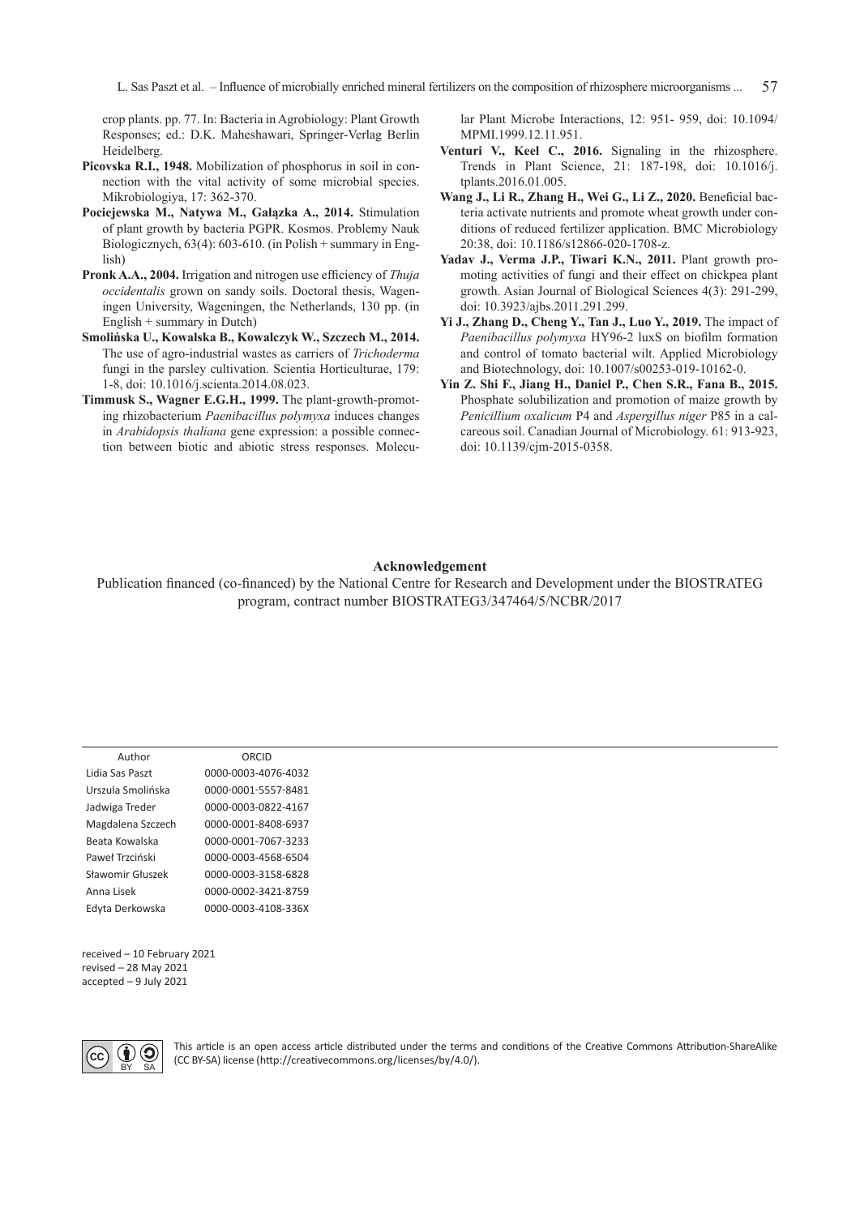crop plants. pp. 77. In: Bacteria in Agrobiology: Plant Growth Responses; ed.: D.K. Maheshawari, Springer-Verlag Berlin Heidelberg.

**Picovska R.I., 1948.** Mobilization of phosphorus in soil in connection with the vital activity of some microbial species. Mikrobiologiya, 17: 362-370.

**Pociejewska M., Natywa M., Gałązka A., 2014.** Stimulation of plant growth by bacteria PGPR. Kosmos. Problemy Nauk Biologicznych, 63(4): 603-610. (in Polish + summary in English)

**Pronk A.A., 2004.** Irrigation and nitrogen use efficiency of *Thuja occidentalis* grown on sandy soils. Doctoral thesis, Wageningen University, Wageningen, the Netherlands, 130 pp. (in English + summary in Dutch)

**Smolińska U., Kowalska B., Kowalczyk W., Szczech M., 2014.** The use of agro-industrial wastes as carriers of *Trichoderma* fungi in the parsley cultivation. Scientia Horticulturae, 179: 1-8, doi: 10.1016/j.scienta.2014.08.023.

**Timmusk S., Wagner E.G.H., 1999.** The plant-growth-promoting rhizobacterium *Paenibacillus polymyxa* induces changes in *Arabidopsis thaliana* gene expression: a possible connection between biotic and abiotic stress responses. Molecular Plant Microbe Interactions, 12: 951- 959, doi: 10.1094/MPMI.1999.12.11.951.

**Venturi V., Keel C., 2016.** Signaling in the rhizosphere. Trends in Plant Science, 21: 187-198, doi: 10.1016/j.tplants.2016.01.005.

**Wang J., Li R., Zhang H., Wei G., Li Z., 2020.** Beneficial bacteria activate nutrients and promote wheat growth under conditions of reduced fertilizer application. BMC Microbiology 20:38, doi: 10.1186/s12866-020-1708-z.

**Yadav J., Verma J.P., Tiwari K.N., 2011.** Plant growth promoting activities of fungi and their effect on chickpea plant growth. Asian Journal of Biological Sciences 4(3): 291-299, doi: 10.3923/ajbs.2011.291.299.

**Yi J., Zhang D., Cheng Y., Tan J., Luo Y., 2019.** The impact of *Paenibacillus polymyxa* HY96-2 luxS on biofilm formation and control of tomato bacterial wilt. Applied Microbiology and Biotechnology, doi: 10.1007/s00253-019-10162-0.

**Yin Z. Shi F., Jiang H., Daniel P., Chen S.R., Fana B., 2015.** Phosphate solubilization and promotion of maize growth by *Penicillium oxalicum* P4 and *Aspergillus niger* P85 in a calcareous soil. Canadian Journal of Microbiology. 61: 913-923, doi: 10.1139/cjm-2015-0358.

**Acknowledgement**

Publication financed (co-financed) by the National Centre for Research and Development under the BIOSTRATEG program, contract number BIOSTRATEG3/347464/5/NCBR/2017

| Author | ORCID |
|---|---|
| Lidia Sas Paszt | 0000-0003-4076-4032 |
| Urszula Smolińska | 0000-0001-5557-8481 |
| Jadwiga Treder | 0000-0003-0822-4167 |
| Magdalena Szczech | 0000-0001-8408-6937 |
| Beata Kowalska | 0000-0001-7067-3233 |
| Paweł Trzciński | 0000-0003-4568-6504 |
| Sławomir Głuszek | 0000-0003-3158-6828 |
| Anna Lisek | 0000-0002-3421-8759 |
| Edyta Derkowska | 0000-0003-4108-336X |

received – 10 February 2021
revised – 28 May 2021
accepted – 9 July 2021

This article is an open access article distributed under the terms and conditions of the Creative Commons Attribution-ShareAlike (CC BY-SA) license (http://creativecommons.org/licenses/by/4.0/).